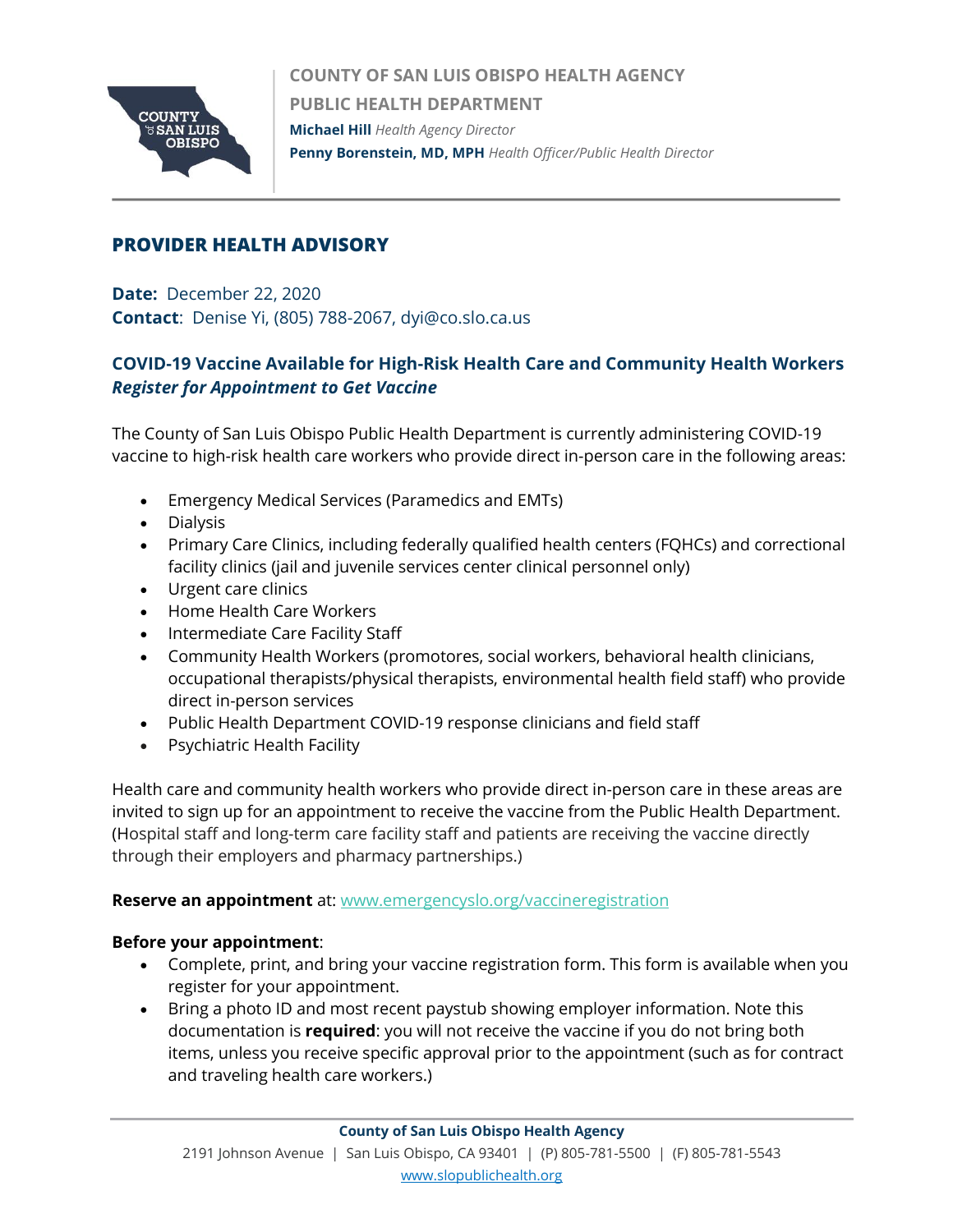**COUNTY OF SAN LUIS OBISPO HEALTH AGENCY**
**PUBLIC HEALTH DEPARTMENT**
**Michael Hill** *Health Agency Director*
**Penny Borenstein, MD, MPH** *Health Officer/Public Health Director*

# PROVIDER HEALTH ADVISORY

**Date:** December 22, 2020
**Contact**: Denise Yi, (805) 788-2067, dyi@co.slo.ca.us

## COVID-19 Vaccine Available for High-Risk Health Care and Community Health Workers
### *Register for Appointment to Get Vaccine*

The County of San Luis Obispo Public Health Department is currently administering COVID-19 vaccine to high-risk health care workers who provide direct in-person care in the following areas:

- Emergency Medical Services (Paramedics and EMTs)
- Dialysis
- Primary Care Clinics, including federally qualified health centers (FQHCs) and correctional facility clinics (jail and juvenile services center clinical personnel only)
- Urgent care clinics
- Home Health Care Workers
- Intermediate Care Facility Staff
- Community Health Workers (promotores, social workers, behavioral health clinicians, occupational therapists/physical therapists, environmental health field staff) who provide direct in-person services
- Public Health Department COVID-19 response clinicians and field staff
- Psychiatric Health Facility

Health care and community health workers who provide direct in-person care in these areas are invited to sign up for an appointment to receive the vaccine from the Public Health Department. (Hospital staff and long-term care facility staff and patients are receiving the vaccine directly through their employers and pharmacy partnerships.)

**Reserve an appointment** at: www.emergencyslo.org/vaccineregistration

**Before your appointment**:

- Complete, print, and bring your vaccine registration form. This form is available when you register for your appointment.
- Bring a photo ID and most recent paystub showing employer information. Note this documentation is **required**: you will not receive the vaccine if you do not bring both items, unless you receive specific approval prior to the appointment (such as for contract and traveling health care workers.)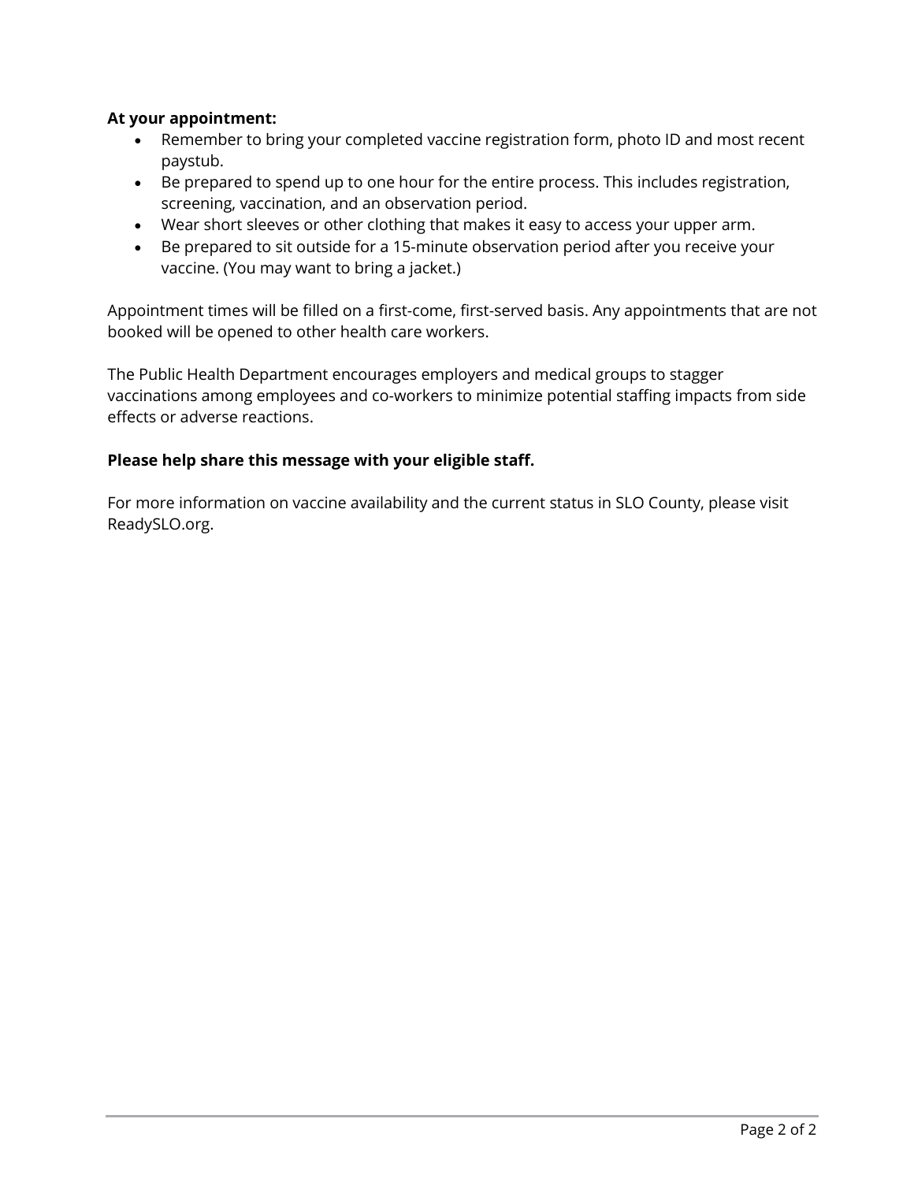**At your appointment:**

- Remember to bring your completed vaccine registration form, photo ID and most recent paystub.
- Be prepared to spend up to one hour for the entire process. This includes registration, screening, vaccination, and an observation period.
- Wear short sleeves or other clothing that makes it easy to access your upper arm.
- Be prepared to sit outside for a 15-minute observation period after you receive your vaccine. (You may want to bring a jacket.)

Appointment times will be filled on a first-come, first-served basis. Any appointments that are not booked will be opened to other health care workers.

The Public Health Department encourages employers and medical groups to stagger vaccinations among employees and co-workers to minimize potential staffing impacts from side effects or adverse reactions.

**Please help share this message with your eligible staff.**

For more information on vaccine availability and the current status in SLO County, please visit ReadySLO.org.